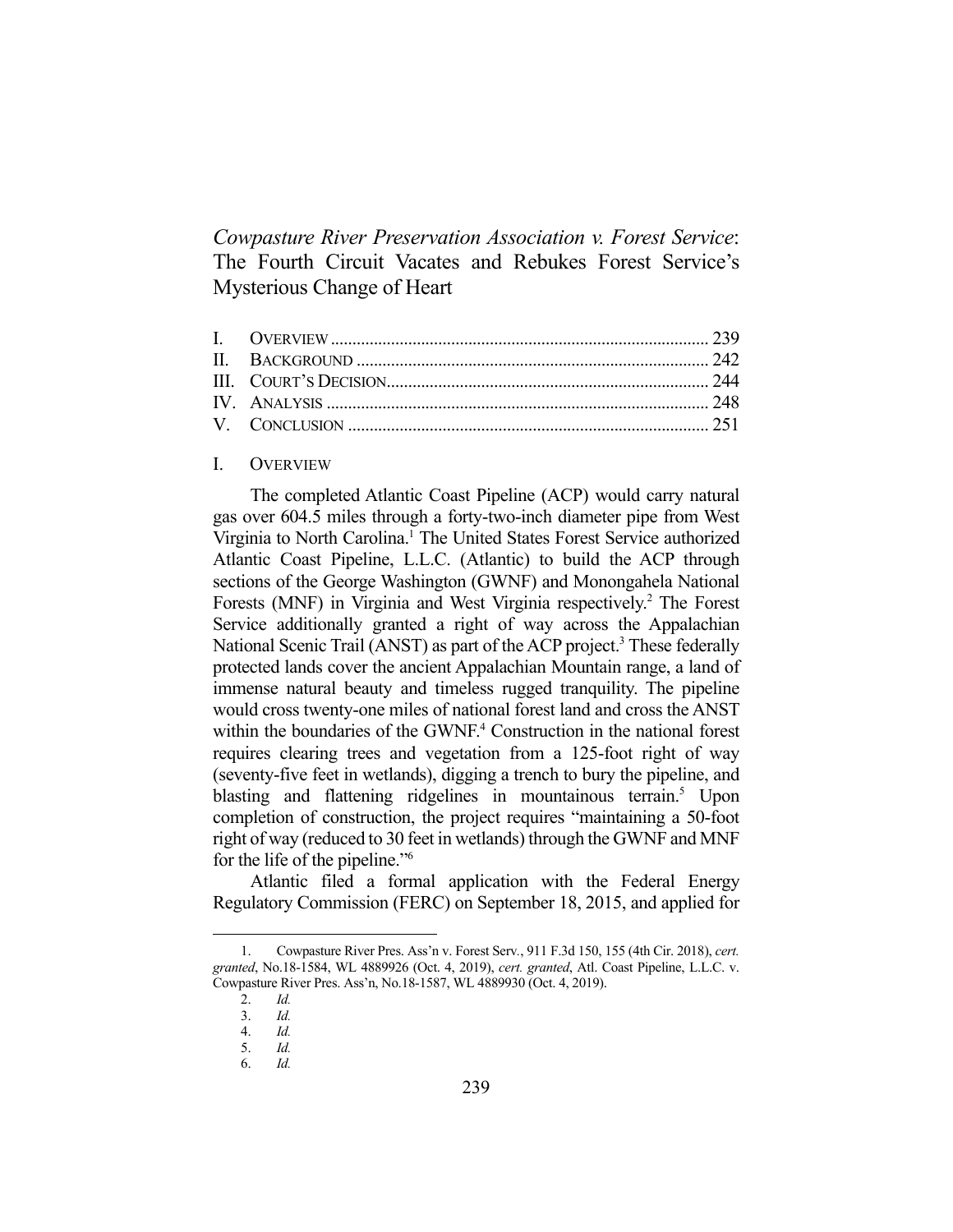# *Cowpasture River Preservation Association v. Forest Service*: The Fourth Circuit Vacates and Rebukes Forest Service's Mysterious Change of Heart

| | |
|---|---|
| I. OVERVIEW | 239 |
| II. BACKGROUND | 242 |
| III. COURT'S DECISION | 244 |
| IV. ANALYSIS | 248 |
| V. CONCLUSION | 251 |

## I. OVERVIEW

The completed Atlantic Coast Pipeline (ACP) would carry natural gas over 604.5 miles through a forty-two-inch diameter pipe from West Virginia to North Carolina.[1] The United States Forest Service authorized Atlantic Coast Pipeline, L.L.C. (Atlantic) to build the ACP through sections of the George Washington (GWNF) and Monongahela National Forests (MNF) in Virginia and West Virginia respectively.[2] The Forest Service additionally granted a right of way across the Appalachian National Scenic Trail (ANST) as part of the ACP project.[3] These federally protected lands cover the ancient Appalachian Mountain range, a land of immense natural beauty and timeless rugged tranquility. The pipeline would cross twenty-one miles of national forest land and cross the ANST within the boundaries of the GWNF.[4] Construction in the national forest requires clearing trees and vegetation from a 125-foot right of way (seventy-five feet in wetlands), digging a trench to bury the pipeline, and blasting and flattening ridgelines in mountainous terrain.[5] Upon completion of construction, the project requires "maintaining a 50-foot right of way (reduced to 30 feet in wetlands) through the GWNF and MNF for the life of the pipeline."[6]

Atlantic filed a formal application with the Federal Energy Regulatory Commission (FERC) on September 18, 2015, and applied for

---

1. Cowpasture River Pres. Ass'n v. Forest Serv., 911 F.3d 150, 155 (4th Cir. 2018), *cert. granted*, No.18-1584, WL 4889926 (Oct. 4, 2019), *cert. granted*, Atl. Coast Pipeline, L.L.C. v. Cowpasture River Pres. Ass'n, No.18-1587, WL 4889930 (Oct. 4, 2019).
2. *Id.*
3. *Id.*
4. *Id.*
5. *Id.*
6. *Id.*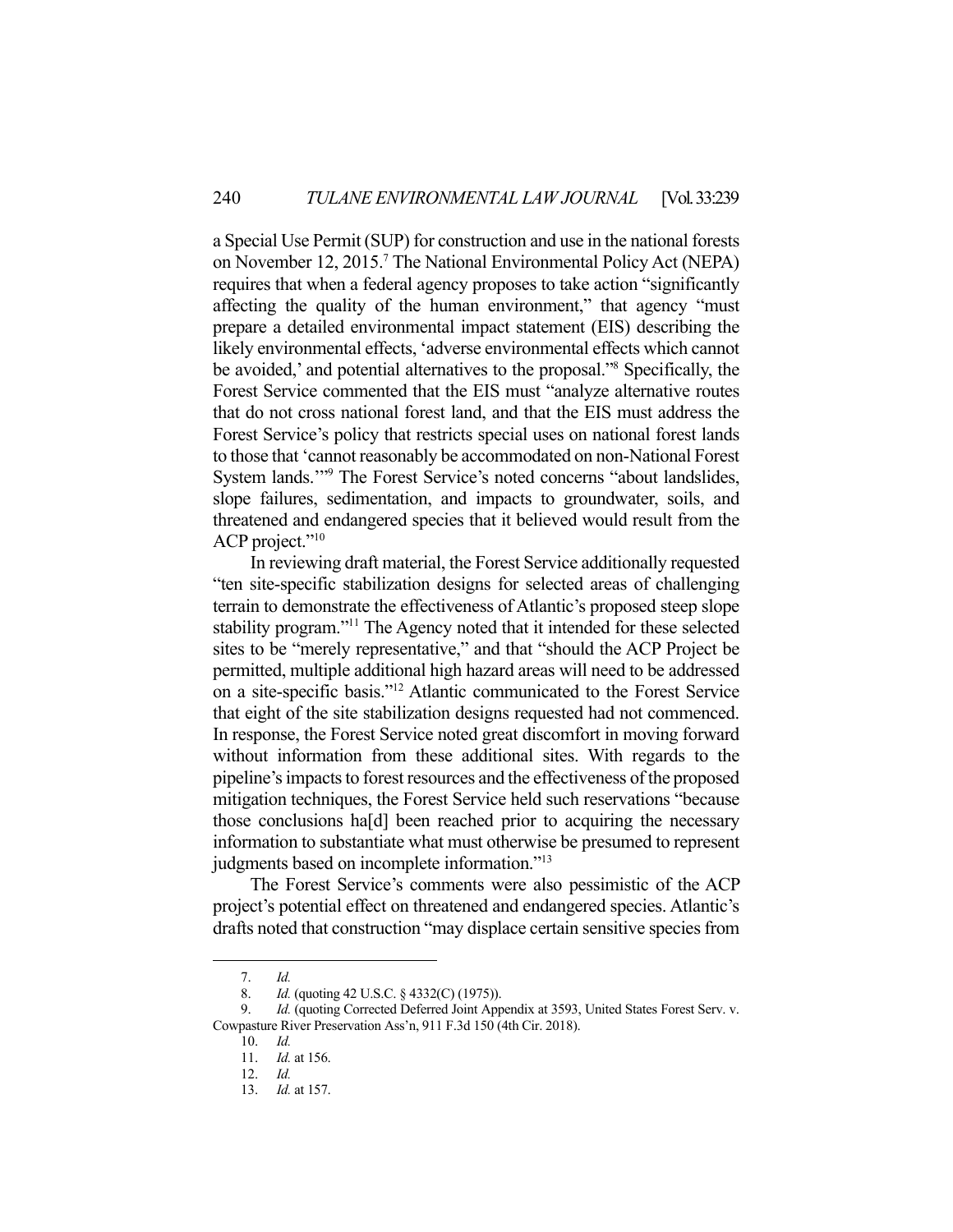a Special Use Permit (SUP) for construction and use in the national forests on November 12, 2015.[7] The National Environmental Policy Act (NEPA) requires that when a federal agency proposes to take action "significantly affecting the quality of the human environment," that agency "must prepare a detailed environmental impact statement (EIS) describing the likely environmental effects, 'adverse environmental effects which cannot be avoided,' and potential alternatives to the proposal."[8] Specifically, the Forest Service commented that the EIS must "analyze alternative routes that do not cross national forest land, and that the EIS must address the Forest Service's policy that restricts special uses on national forest lands to those that 'cannot reasonably be accommodated on non-National Forest System lands.'"[9] The Forest Service's noted concerns "about landslides, slope failures, sedimentation, and impacts to groundwater, soils, and threatened and endangered species that it believed would result from the ACP project."[10]

In reviewing draft material, the Forest Service additionally requested "ten site-specific stabilization designs for selected areas of challenging terrain to demonstrate the effectiveness of Atlantic's proposed steep slope stability program."[11] The Agency noted that it intended for these selected sites to be "merely representative," and that "should the ACP Project be permitted, multiple additional high hazard areas will need to be addressed on a site-specific basis."[12] Atlantic communicated to the Forest Service that eight of the site stabilization designs requested had not commenced. In response, the Forest Service noted great discomfort in moving forward without information from these additional sites. With regards to the pipeline's impacts to forest resources and the effectiveness of the proposed mitigation techniques, the Forest Service held such reservations "because those conclusions ha[d] been reached prior to acquiring the necessary information to substantiate what must otherwise be presumed to represent judgments based on incomplete information."[13]

The Forest Service's comments were also pessimistic of the ACP project's potential effect on threatened and endangered species. Atlantic's drafts noted that construction "may displace certain sensitive species from

---

7. *Id.*
8. *Id.* (quoting 42 U.S.C. § 4332(C) (1975)).
9. *Id.* (quoting Corrected Deferred Joint Appendix at 3593, United States Forest Serv. v. Cowpasture River Preservation Ass'n, 911 F.3d 150 (4th Cir. 2018).
10. *Id.*
11. *Id.* at 156.
12. *Id.*
13. *Id.* at 157.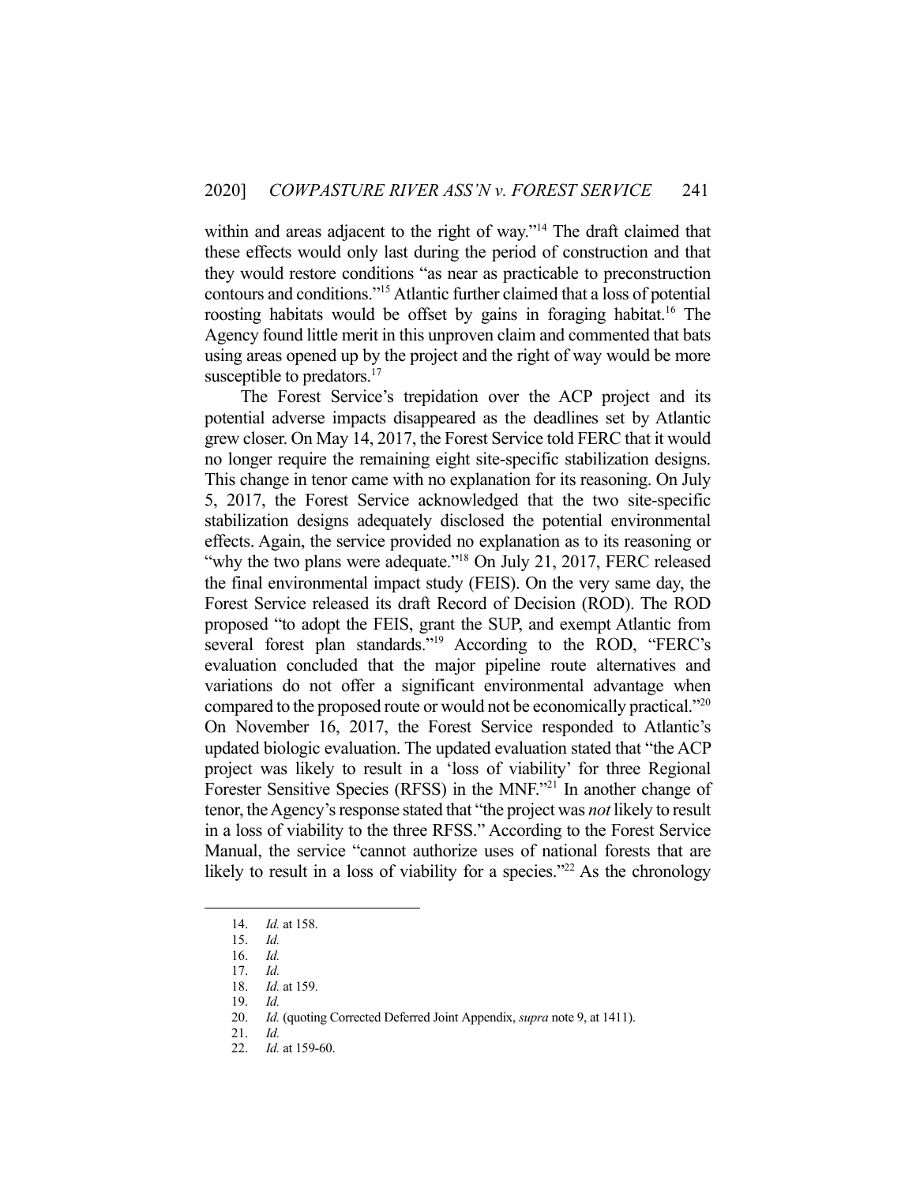within and areas adjacent to the right of way."[14] The draft claimed that these effects would only last during the period of construction and that they would restore conditions "as near as practicable to preconstruction contours and conditions."[15] Atlantic further claimed that a loss of potential roosting habitats would be offset by gains in foraging habitat.[16] The Agency found little merit in this unproven claim and commented that bats using areas opened up by the project and the right of way would be more susceptible to predators.[17]

The Forest Service's trepidation over the ACP project and its potential adverse impacts disappeared as the deadlines set by Atlantic grew closer. On May 14, 2017, the Forest Service told FERC that it would no longer require the remaining eight site-specific stabilization designs. This change in tenor came with no explanation for its reasoning. On July 5, 2017, the Forest Service acknowledged that the two site-specific stabilization designs adequately disclosed the potential environmental effects. Again, the service provided no explanation as to its reasoning or "why the two plans were adequate."[18] On July 21, 2017, FERC released the final environmental impact study (FEIS). On the very same day, the Forest Service released its draft Record of Decision (ROD). The ROD proposed "to adopt the FEIS, grant the SUP, and exempt Atlantic from several forest plan standards."[19] According to the ROD, "FERC's evaluation concluded that the major pipeline route alternatives and variations do not offer a significant environmental advantage when compared to the proposed route or would not be economically practical."[20] On November 16, 2017, the Forest Service responded to Atlantic's updated biologic evaluation. The updated evaluation stated that "the ACP project was likely to result in a 'loss of viability' for three Regional Forester Sensitive Species (RFSS) in the MNF."[21] In another change of tenor, the Agency's response stated that "the project was *not* likely to result in a loss of viability to the three RFSS." According to the Forest Service Manual, the service "cannot authorize uses of national forests that are likely to result in a loss of viability for a species."[22] As the chronology

---

14. *Id.* at 158.
15. *Id.*
16. *Id.*
17. *Id.*
18. *Id.* at 159.
19. *Id.*
20. *Id.* (quoting Corrected Deferred Joint Appendix, *supra* note 9, at 1411).
21. *Id.*
22. *Id.* at 159-60.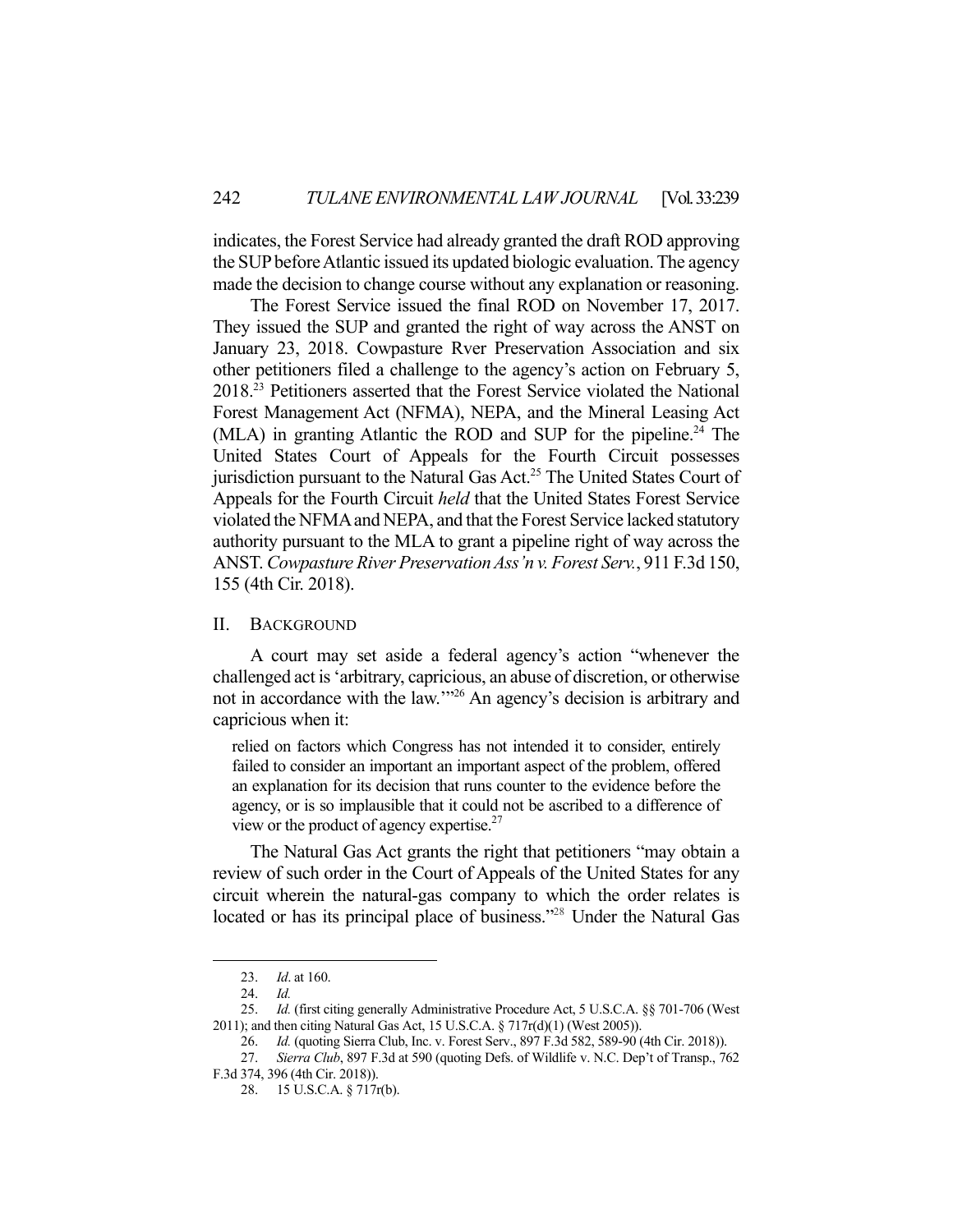indicates, the Forest Service had already granted the draft ROD approving the SUP before Atlantic issued its updated biologic evaluation. The agency made the decision to change course without any explanation or reasoning.

The Forest Service issued the final ROD on November 17, 2017. They issued the SUP and granted the right of way across the ANST on January 23, 2018. Cowpasture Rver Preservation Association and six other petitioners filed a challenge to the agency's action on February 5, 2018.[23] Petitioners asserted that the Forest Service violated the National Forest Management Act (NFMA), NEPA, and the Mineral Leasing Act (MLA) in granting Atlantic the ROD and SUP for the pipeline.[24] The United States Court of Appeals for the Fourth Circuit possesses jurisdiction pursuant to the Natural Gas Act.[25] The United States Court of Appeals for the Fourth Circuit *held* that the United States Forest Service violated the NFMA and NEPA, and that the Forest Service lacked statutory authority pursuant to the MLA to grant a pipeline right of way across the ANST. *Cowpasture River Preservation Ass'n v. Forest Serv.*, 911 F.3d 150, 155 (4th Cir. 2018).

## II. Background

A court may set aside a federal agency's action "whenever the challenged act is 'arbitrary, capricious, an abuse of discretion, or otherwise not in accordance with the law.'"[26] An agency's decision is arbitrary and capricious when it:

> relied on factors which Congress has not intended it to consider, entirely failed to consider an important an important aspect of the problem, offered an explanation for its decision that runs counter to the evidence before the agency, or is so implausible that it could not be ascribed to a difference of view or the product of agency expertise.[27]

The Natural Gas Act grants the right that petitioners "may obtain a review of such order in the Court of Appeals of the United States for any circuit wherein the natural-gas company to which the order relates is located or has its principal place of business."[28] Under the Natural Gas

---

23. *Id*. at 160.

24. *Id.*

25. *Id.* (first citing generally Administrative Procedure Act, 5 U.S.C.A. §§ 701-706 (West 2011); and then citing Natural Gas Act, 15 U.S.C.A. § 717r(d)(1) (West 2005)).

26. *Id.* (quoting Sierra Club, Inc. v. Forest Serv., 897 F.3d 582, 589-90 (4th Cir. 2018)).

27. *Sierra Club*, 897 F.3d at 590 (quoting Defs. of Wildlife v. N.C. Dep't of Transp., 762 F.3d 374, 396 (4th Cir. 2018)).

28. 15 U.S.C.A. § 717r(b).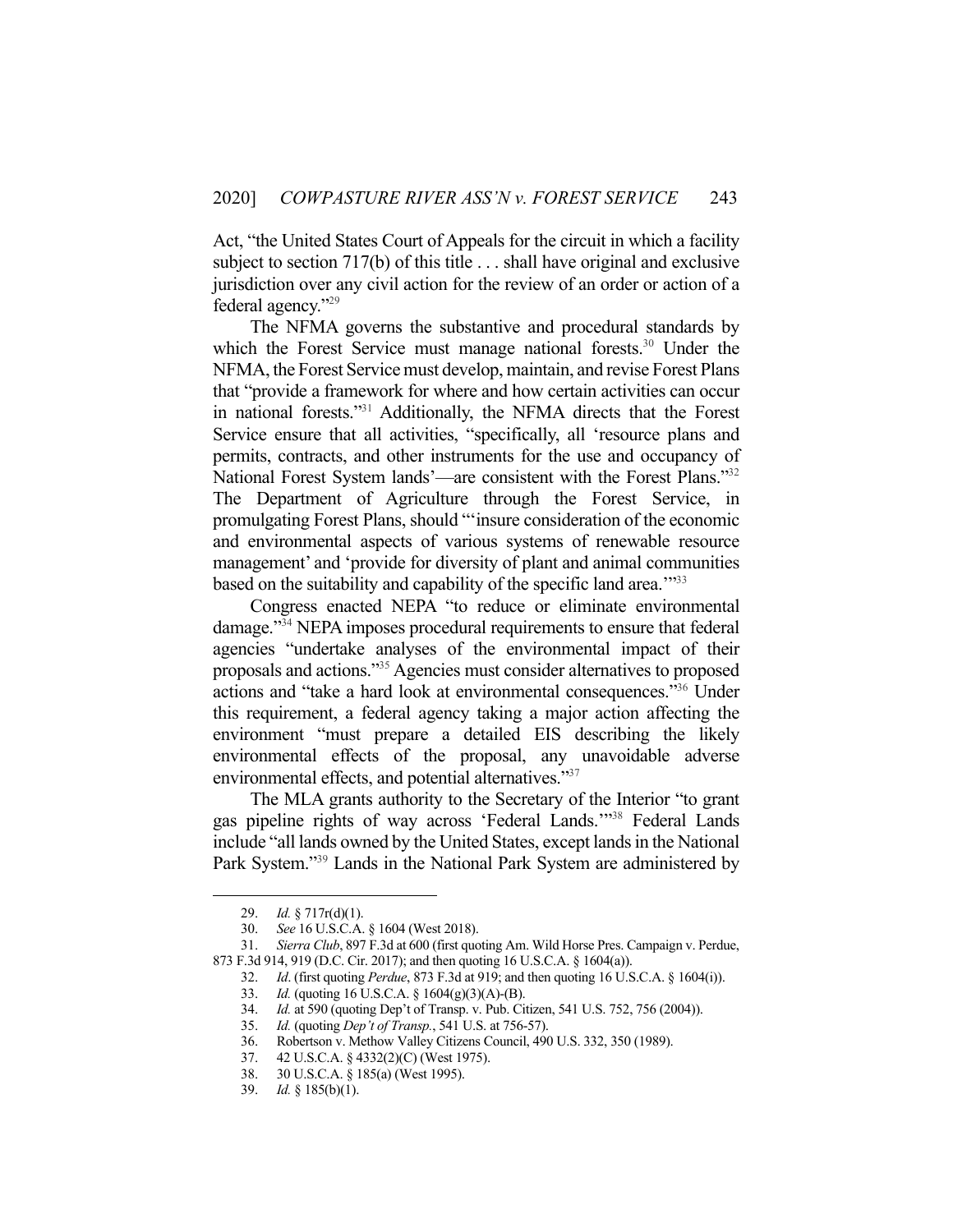Act, "the United States Court of Appeals for the circuit in which a facility subject to section 717(b) of this title . . . shall have original and exclusive jurisdiction over any civil action for the review of an order or action of a federal agency."[29]

The NFMA governs the substantive and procedural standards by which the Forest Service must manage national forests.[30] Under the NFMA, the Forest Service must develop, maintain, and revise Forest Plans that "provide a framework for where and how certain activities can occur in national forests."[31] Additionally, the NFMA directs that the Forest Service ensure that all activities, "specifically, all 'resource plans and permits, contracts, and other instruments for the use and occupancy of National Forest System lands'—are consistent with the Forest Plans."[32] The Department of Agriculture through the Forest Service, in promulgating Forest Plans, should "'insure consideration of the economic and environmental aspects of various systems of renewable resource management' and 'provide for diversity of plant and animal communities based on the suitability and capability of the specific land area.'"[33]

Congress enacted NEPA "to reduce or eliminate environmental damage."[34] NEPA imposes procedural requirements to ensure that federal agencies "undertake analyses of the environmental impact of their proposals and actions."[35] Agencies must consider alternatives to proposed actions and "take a hard look at environmental consequences."[36] Under this requirement, a federal agency taking a major action affecting the environment "must prepare a detailed EIS describing the likely environmental effects of the proposal, any unavoidable adverse environmental effects, and potential alternatives."[37]

The MLA grants authority to the Secretary of the Interior "to grant gas pipeline rights of way across 'Federal Lands.'"[38] Federal Lands include "all lands owned by the United States, except lands in the National Park System."[39] Lands in the National Park System are administered by

---

29. *Id.* § 717r(d)(1).

30. *See* 16 U.S.C.A. § 1604 (West 2018).

31. *Sierra Club*, 897 F.3d at 600 (first quoting Am. Wild Horse Pres. Campaign v. Perdue, 873 F.3d 914, 919 (D.C. Cir. 2017); and then quoting 16 U.S.C.A. § 1604(a)).

32. *Id*. (first quoting *Perdue*, 873 F.3d at 919; and then quoting 16 U.S.C.A. § 1604(i)).

33. *Id.* (quoting 16 U.S.C.A. § 1604(g)(3)(A)-(B).

34. *Id.* at 590 (quoting Dep't of Transp. v. Pub. Citizen, 541 U.S. 752, 756 (2004)).

35. *Id.* (quoting *Dep't of Transp.*, 541 U.S. at 756-57).

36. Robertson v. Methow Valley Citizens Council, 490 U.S. 332, 350 (1989).

37. 42 U.S.C.A. § 4332(2)(C) (West 1975).

38. 30 U.S.C.A. § 185(a) (West 1995).

39. *Id.* § 185(b)(1).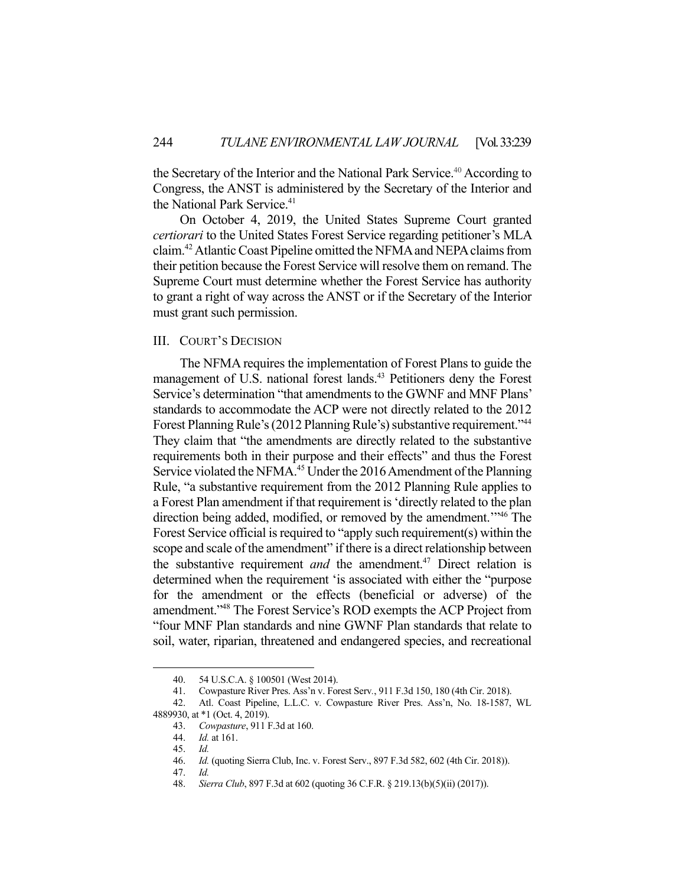the Secretary of the Interior and the National Park Service.[40] According to Congress, the ANST is administered by the Secretary of the Interior and the National Park Service.[41]

On October 4, 2019, the United States Supreme Court granted *certiorari* to the United States Forest Service regarding petitioner's MLA claim.[42] Atlantic Coast Pipeline omitted the NFMA and NEPA claims from their petition because the Forest Service will resolve them on remand. The Supreme Court must determine whether the Forest Service has authority to grant a right of way across the ANST or if the Secretary of the Interior must grant such permission.

## III. COURT'S DECISION

The NFMA requires the implementation of Forest Plans to guide the management of U.S. national forest lands.[43] Petitioners deny the Forest Service's determination "that amendments to the GWNF and MNF Plans' standards to accommodate the ACP were not directly related to the 2012 Forest Planning Rule's (2012 Planning Rule's) substantive requirement."[44] They claim that "the amendments are directly related to the substantive requirements both in their purpose and their effects" and thus the Forest Service violated the NFMA.[45] Under the 2016 Amendment of the Planning Rule, "a substantive requirement from the 2012 Planning Rule applies to a Forest Plan amendment if that requirement is 'directly related to the plan direction being added, modified, or removed by the amendment.'"[46] The Forest Service official is required to "apply such requirement(s) within the scope and scale of the amendment" if there is a direct relationship between the substantive requirement *and* the amendment.[47] Direct relation is determined when the requirement 'is associated with either the "purpose for the amendment or the effects (beneficial or adverse) of the amendment."[48] The Forest Service's ROD exempts the ACP Project from "four MNF Plan standards and nine GWNF Plan standards that relate to soil, water, riparian, threatened and endangered species, and recreational

---

40. 54 U.S.C.A. § 100501 (West 2014).

41. Cowpasture River Pres. Ass'n v. Forest Serv., 911 F.3d 150, 180 (4th Cir. 2018).

42. Atl. Coast Pipeline, L.L.C. v. Cowpasture River Pres. Ass'n, No. 18-1587, WL 4889930, at *1 (Oct. 4, 2019).

43. *Cowpasture*, 911 F.3d at 160.

44. *Id.* at 161.

45. *Id.*

46. *Id.* (quoting Sierra Club, Inc. v. Forest Serv., 897 F.3d 582, 602 (4th Cir. 2018)).

47. *Id.*

48. *Sierra Club*, 897 F.3d at 602 (quoting 36 C.F.R. § 219.13(b)(5)(ii) (2017)).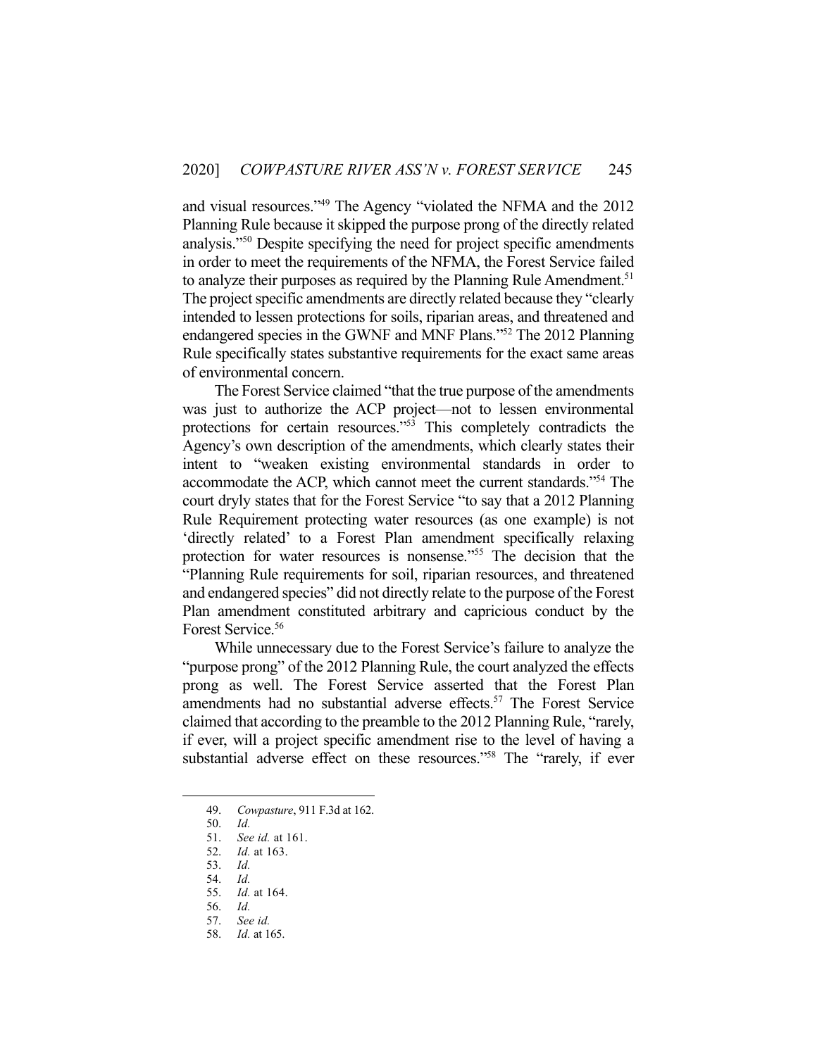and visual resources."[49] The Agency "violated the NFMA and the 2012 Planning Rule because it skipped the purpose prong of the directly related analysis."[50] Despite specifying the need for project specific amendments in order to meet the requirements of the NFMA, the Forest Service failed to analyze their purposes as required by the Planning Rule Amendment.[51] The project specific amendments are directly related because they "clearly intended to lessen protections for soils, riparian areas, and threatened and endangered species in the GWNF and MNF Plans."[52] The 2012 Planning Rule specifically states substantive requirements for the exact same areas of environmental concern.

The Forest Service claimed "that the true purpose of the amendments was just to authorize the ACP project—not to lessen environmental protections for certain resources."[53] This completely contradicts the Agency's own description of the amendments, which clearly states their intent to "weaken existing environmental standards in order to accommodate the ACP, which cannot meet the current standards."[54] The court dryly states that for the Forest Service "to say that a 2012 Planning Rule Requirement protecting water resources (as one example) is not 'directly related' to a Forest Plan amendment specifically relaxing protection for water resources is nonsense."[55] The decision that the "Planning Rule requirements for soil, riparian resources, and threatened and endangered species" did not directly relate to the purpose of the Forest Plan amendment constituted arbitrary and capricious conduct by the Forest Service.[56]

While unnecessary due to the Forest Service's failure to analyze the "purpose prong" of the 2012 Planning Rule, the court analyzed the effects prong as well. The Forest Service asserted that the Forest Plan amendments had no substantial adverse effects.[57] The Forest Service claimed that according to the preamble to the 2012 Planning Rule, "rarely, if ever, will a project specific amendment rise to the level of having a substantial adverse effect on these resources."[58] The "rarely, if ever

---

49. *Cowpasture*, 911 F.3d at 162.
50. *Id.*
51. *See id.* at 161.
52. *Id.* at 163.
53. *Id.*
54. *Id.*
55. *Id.* at 164.
56. *Id.*
57. *See id.*
58. *Id.* at 165.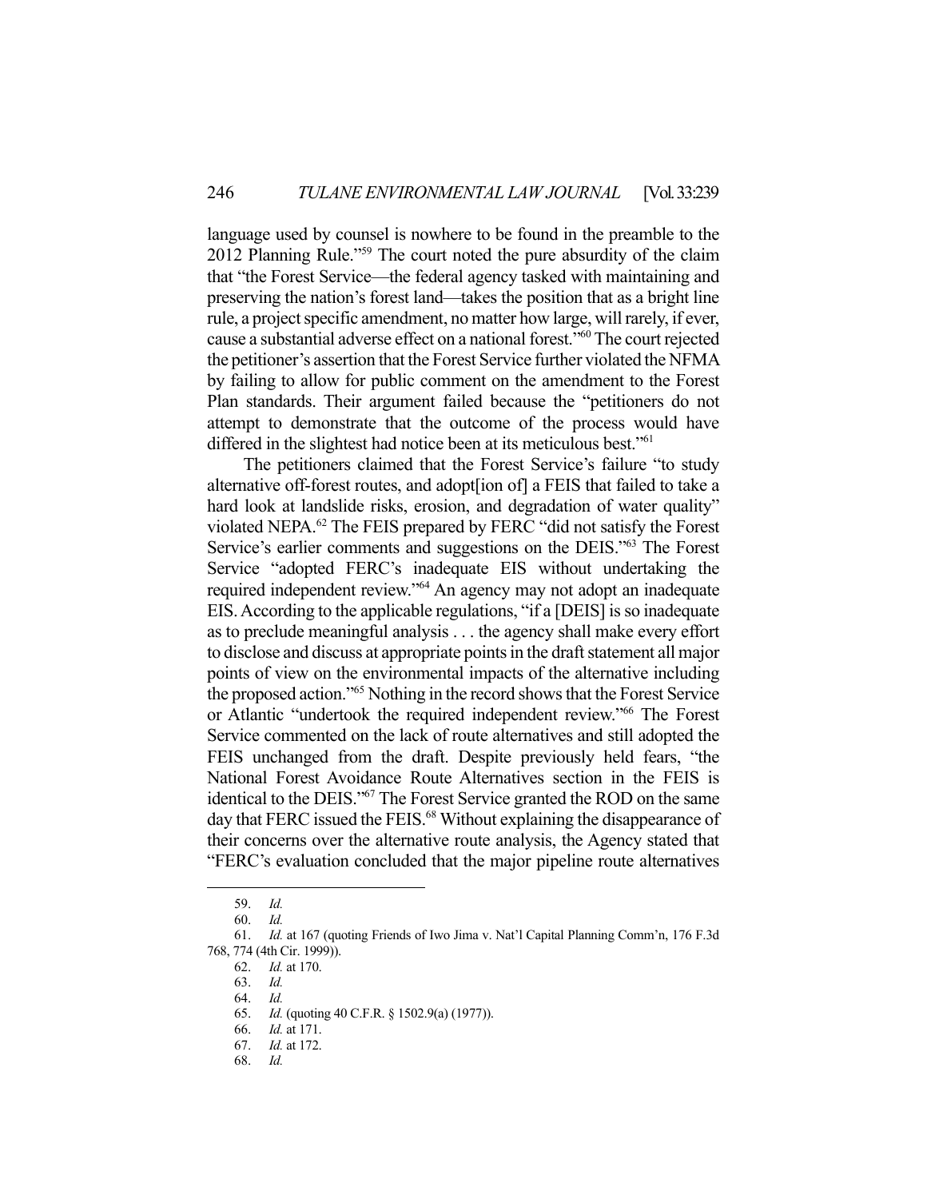language used by counsel is nowhere to be found in the preamble to the 2012 Planning Rule."[59] The court noted the pure absurdity of the claim that "the Forest Service—the federal agency tasked with maintaining and preserving the nation's forest land—takes the position that as a bright line rule, a project specific amendment, no matter how large, will rarely, if ever, cause a substantial adverse effect on a national forest."[60] The court rejected the petitioner's assertion that the Forest Service further violated the NFMA by failing to allow for public comment on the amendment to the Forest Plan standards. Their argument failed because the "petitioners do not attempt to demonstrate that the outcome of the process would have differed in the slightest had notice been at its meticulous best."[61]

The petitioners claimed that the Forest Service's failure "to study alternative off-forest routes, and adopt[ion of] a FEIS that failed to take a hard look at landslide risks, erosion, and degradation of water quality" violated NEPA.[62] The FEIS prepared by FERC "did not satisfy the Forest Service's earlier comments and suggestions on the DEIS."[63] The Forest Service "adopted FERC's inadequate EIS without undertaking the required independent review."[64] An agency may not adopt an inadequate EIS. According to the applicable regulations, "if a [DEIS] is so inadequate as to preclude meaningful analysis . . . the agency shall make every effort to disclose and discuss at appropriate points in the draft statement all major points of view on the environmental impacts of the alternative including the proposed action."[65] Nothing in the record shows that the Forest Service or Atlantic "undertook the required independent review."[66] The Forest Service commented on the lack of route alternatives and still adopted the FEIS unchanged from the draft. Despite previously held fears, "the National Forest Avoidance Route Alternatives section in the FEIS is identical to the DEIS."[67] The Forest Service granted the ROD on the same day that FERC issued the FEIS.[68] Without explaining the disappearance of their concerns over the alternative route analysis, the Agency stated that "FERC's evaluation concluded that the major pipeline route alternatives

---

59. *Id.*

60. *Id.*

61. *Id.* at 167 (quoting Friends of Iwo Jima v. Nat'l Capital Planning Comm'n, 176 F.3d 768, 774 (4th Cir. 1999)).

62. *Id.* at 170.

63. *Id.*

64. *Id.*

65. *Id.* (quoting 40 C.F.R. § 1502.9(a) (1977)).

66. *Id.* at 171.

67. *Id.* at 172.

68. *Id.*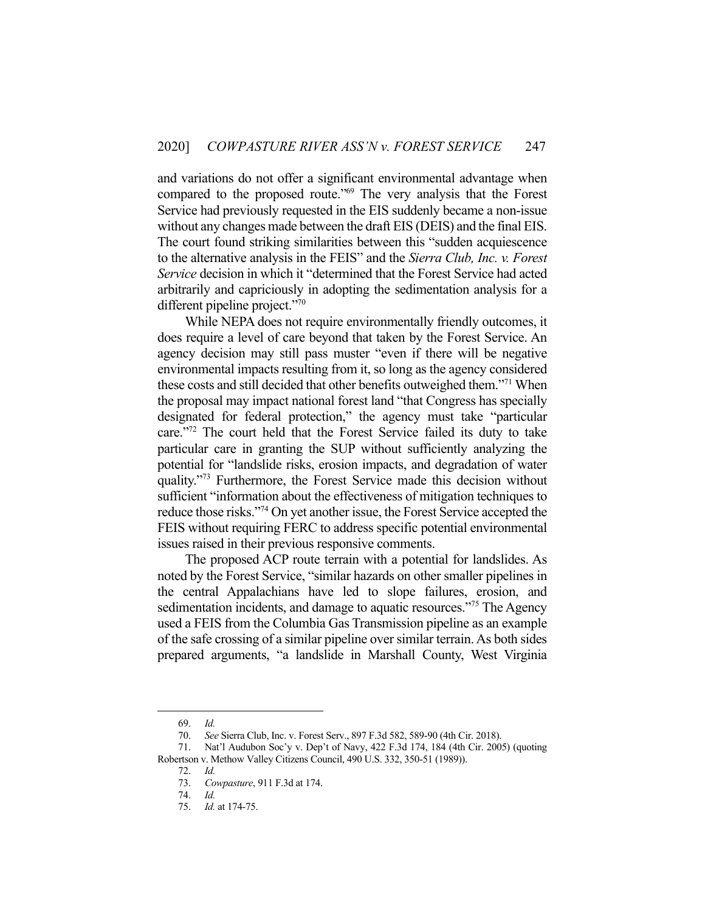and variations do not offer a significant environmental advantage when compared to the proposed route."[69] The very analysis that the Forest Service had previously requested in the EIS suddenly became a non-issue without any changes made between the draft EIS (DEIS) and the final EIS. The court found striking similarities between this "sudden acquiescence to the alternative analysis in the FEIS" and the *Sierra Club, Inc. v. Forest Service* decision in which it "determined that the Forest Service had acted arbitrarily and capriciously in adopting the sedimentation analysis for a different pipeline project."[70]

While NEPA does not require environmentally friendly outcomes, it does require a level of care beyond that taken by the Forest Service. An agency decision may still pass muster "even if there will be negative environmental impacts resulting from it, so long as the agency considered these costs and still decided that other benefits outweighed them."[71] When the proposal may impact national forest land "that Congress has specially designated for federal protection," the agency must take "particular care."[72] The court held that the Forest Service failed its duty to take particular care in granting the SUP without sufficiently analyzing the potential for "landslide risks, erosion impacts, and degradation of water quality."[73] Furthermore, the Forest Service made this decision without sufficient "information about the effectiveness of mitigation techniques to reduce those risks."[74] On yet another issue, the Forest Service accepted the FEIS without requiring FERC to address specific potential environmental issues raised in their previous responsive comments.

The proposed ACP route terrain with a potential for landslides. As noted by the Forest Service, "similar hazards on other smaller pipelines in the central Appalachians have led to slope failures, erosion, and sedimentation incidents, and damage to aquatic resources."[75] The Agency used a FEIS from the Columbia Gas Transmission pipeline as an example of the safe crossing of a similar pipeline over similar terrain. As both sides prepared arguments, "a landslide in Marshall County, West Virginia

---

69. *Id.*

70. *See* Sierra Club, Inc. v. Forest Serv., 897 F.3d 582, 589-90 (4th Cir. 2018).

71. Nat'l Audubon Soc'y v. Dep't of Navy, 422 F.3d 174, 184 (4th Cir. 2005) (quoting Robertson v. Methow Valley Citizens Council, 490 U.S. 332, 350-51 (1989)).

72. *Id.*

73. *Cowpasture*, 911 F.3d at 174.

74. *Id.*

75. *Id.* at 174-75.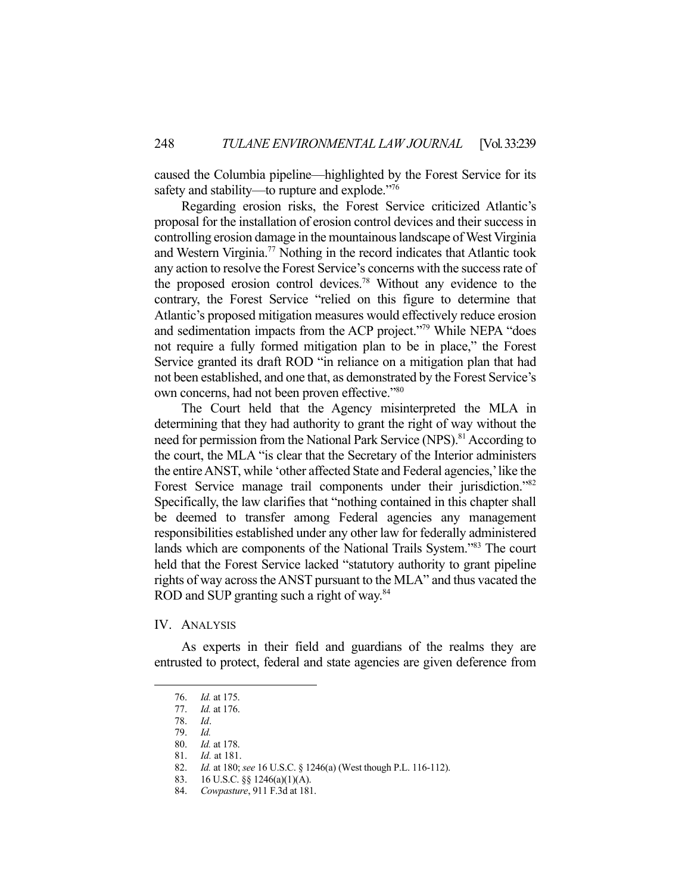caused the Columbia pipeline—highlighted by the Forest Service for its safety and stability—to rupture and explode."[76]

Regarding erosion risks, the Forest Service criticized Atlantic's proposal for the installation of erosion control devices and their success in controlling erosion damage in the mountainous landscape of West Virginia and Western Virginia.[77] Nothing in the record indicates that Atlantic took any action to resolve the Forest Service's concerns with the success rate of the proposed erosion control devices.[78] Without any evidence to the contrary, the Forest Service "relied on this figure to determine that Atlantic's proposed mitigation measures would effectively reduce erosion and sedimentation impacts from the ACP project."[79] While NEPA "does not require a fully formed mitigation plan to be in place," the Forest Service granted its draft ROD "in reliance on a mitigation plan that had not been established, and one that, as demonstrated by the Forest Service's own concerns, had not been proven effective."[80]

The Court held that the Agency misinterpreted the MLA in determining that they had authority to grant the right of way without the need for permission from the National Park Service (NPS).[81] According to the court, the MLA "is clear that the Secretary of the Interior administers the entire ANST, while 'other affected State and Federal agencies,' like the Forest Service manage trail components under their jurisdiction."[82] Specifically, the law clarifies that "nothing contained in this chapter shall be deemed to transfer among Federal agencies any management responsibilities established under any other law for federally administered lands which are components of the National Trails System."[83] The court held that the Forest Service lacked "statutory authority to grant pipeline rights of way across the ANST pursuant to the MLA" and thus vacated the ROD and SUP granting such a right of way.[84]

## IV. ANALYSIS

As experts in their field and guardians of the realms they are entrusted to protect, federal and state agencies are given deference from

---

76. *Id.* at 175.
77. *Id.* at 176.
78. *Id*.
79. *Id.*
80. *Id.* at 178.
81. *Id.* at 181.
82. *Id.* at 180; *see* 16 U.S.C. § 1246(a) (West though P.L. 116-112).
83. 16 U.S.C. §§ 1246(a)(1)(A).
84. *Cowpasture*, 911 F.3d at 181.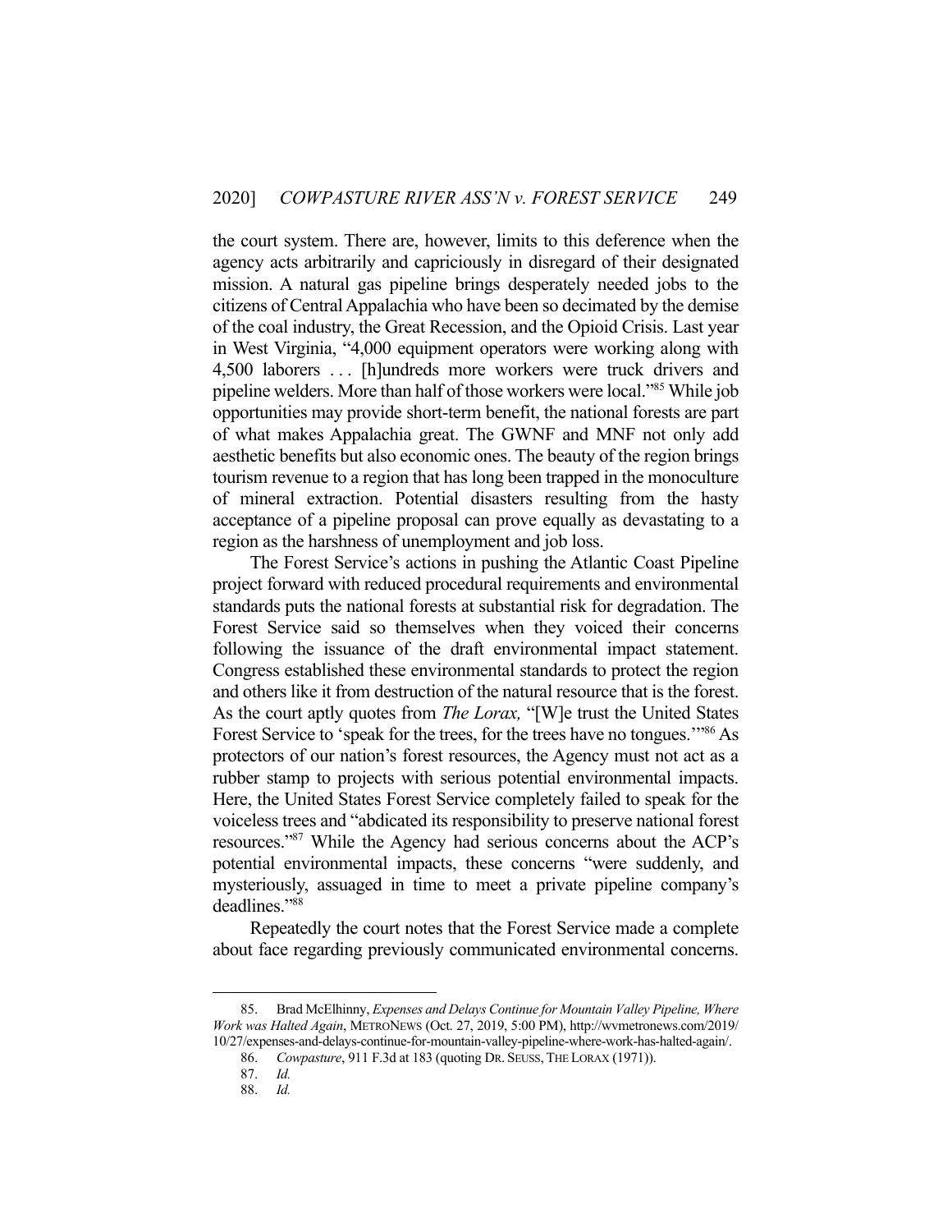the court system. There are, however, limits to this deference when the agency acts arbitrarily and capriciously in disregard of their designated mission. A natural gas pipeline brings desperately needed jobs to the citizens of Central Appalachia who have been so decimated by the demise of the coal industry, the Great Recession, and the Opioid Crisis. Last year in West Virginia, "4,000 equipment operators were working along with 4,500 laborers . . . [h]undreds more workers were truck drivers and pipeline welders. More than half of those workers were local."[85] While job opportunities may provide short-term benefit, the national forests are part of what makes Appalachia great. The GWNF and MNF not only add aesthetic benefits but also economic ones. The beauty of the region brings tourism revenue to a region that has long been trapped in the monoculture of mineral extraction. Potential disasters resulting from the hasty acceptance of a pipeline proposal can prove equally as devastating to a region as the harshness of unemployment and job loss.

The Forest Service's actions in pushing the Atlantic Coast Pipeline project forward with reduced procedural requirements and environmental standards puts the national forests at substantial risk for degradation. The Forest Service said so themselves when they voiced their concerns following the issuance of the draft environmental impact statement. Congress established these environmental standards to protect the region and others like it from destruction of the natural resource that is the forest. As the court aptly quotes from *The Lorax,* "[W]e trust the United States Forest Service to 'speak for the trees, for the trees have no tongues.'"[86] As protectors of our nation's forest resources, the Agency must not act as a rubber stamp to projects with serious potential environmental impacts. Here, the United States Forest Service completely failed to speak for the voiceless trees and "abdicated its responsibility to preserve national forest resources."[87] While the Agency had serious concerns about the ACP's potential environmental impacts, these concerns "were suddenly, and mysteriously, assuaged in time to meet a private pipeline company's deadlines."[88]

Repeatedly the court notes that the Forest Service made a complete about face regarding previously communicated environmental concerns.

---

85. Brad McElhinny, *Expenses and Delays Continue for Mountain Valley Pipeline, Where Work was Halted Again*, METRONEWS (Oct. 27, 2019, 5:00 PM), http://wvmetronews.com/2019/10/27/expenses-and-delays-continue-for-mountain-valley-pipeline-where-work-has-halted-again/.

86. *Cowpasture*, 911 F.3d at 183 (quoting DR. SEUSS, THE LORAX (1971)).

87. *Id.*

88. *Id.*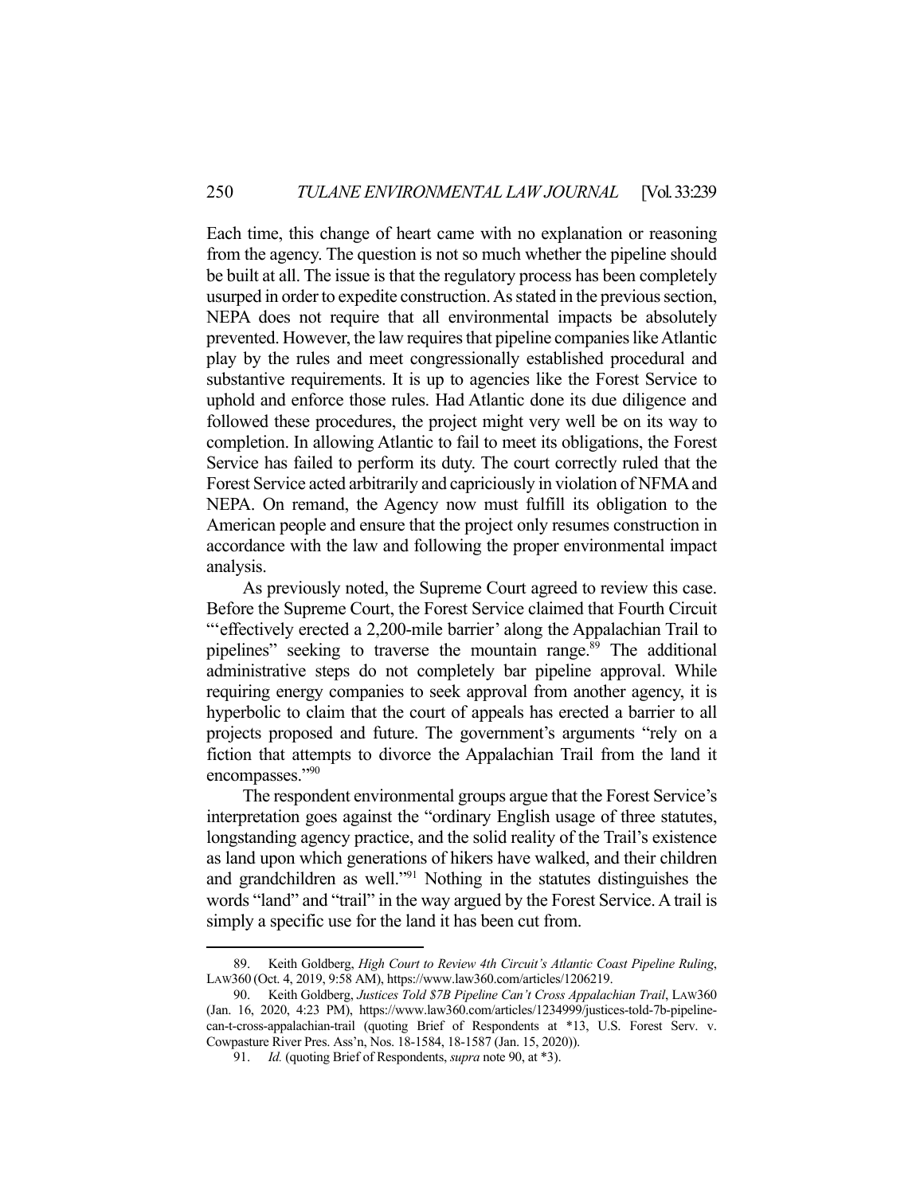Each time, this change of heart came with no explanation or reasoning from the agency. The question is not so much whether the pipeline should be built at all. The issue is that the regulatory process has been completely usurped in order to expedite construction. As stated in the previous section, NEPA does not require that all environmental impacts be absolutely prevented. However, the law requires that pipeline companies like Atlantic play by the rules and meet congressionally established procedural and substantive requirements. It is up to agencies like the Forest Service to uphold and enforce those rules. Had Atlantic done its due diligence and followed these procedures, the project might very well be on its way to completion. In allowing Atlantic to fail to meet its obligations, the Forest Service has failed to perform its duty. The court correctly ruled that the Forest Service acted arbitrarily and capriciously in violation of NFMA and NEPA. On remand, the Agency now must fulfill its obligation to the American people and ensure that the project only resumes construction in accordance with the law and following the proper environmental impact analysis.

As previously noted, the Supreme Court agreed to review this case. Before the Supreme Court, the Forest Service claimed that Fourth Circuit "'effectively erected a 2,200-mile barrier' along the Appalachian Trail to pipelines" seeking to traverse the mountain range.[89] The additional administrative steps do not completely bar pipeline approval. While requiring energy companies to seek approval from another agency, it is hyperbolic to claim that the court of appeals has erected a barrier to all projects proposed and future. The government's arguments "rely on a fiction that attempts to divorce the Appalachian Trail from the land it encompasses."[90]

The respondent environmental groups argue that the Forest Service's interpretation goes against the "ordinary English usage of three statutes, longstanding agency practice, and the solid reality of the Trail's existence as land upon which generations of hikers have walked, and their children and grandchildren as well."[91] Nothing in the statutes distinguishes the words "land" and "trail" in the way argued by the Forest Service. A trail is simply a specific use for the land it has been cut from.

---

89. Keith Goldberg, *High Court to Review 4th Circuit's Atlantic Coast Pipeline Ruling*, LAW360 (Oct. 4, 2019, 9:58 AM), https://www.law360.com/articles/1206219.

90. Keith Goldberg, *Justices Told $7B Pipeline Can't Cross Appalachian Trail*, LAW360 (Jan. 16, 2020, 4:23 PM), https://www.law360.com/articles/1234999/justices-told-7b-pipeline-can-t-cross-appalachian-trail (quoting Brief of Respondents at *13, U.S. Forest Serv. v. Cowpasture River Pres. Ass'n, Nos. 18-1584, 18-1587 (Jan. 15, 2020)).

91. *Id.* (quoting Brief of Respondents, *supra* note 90, at *3).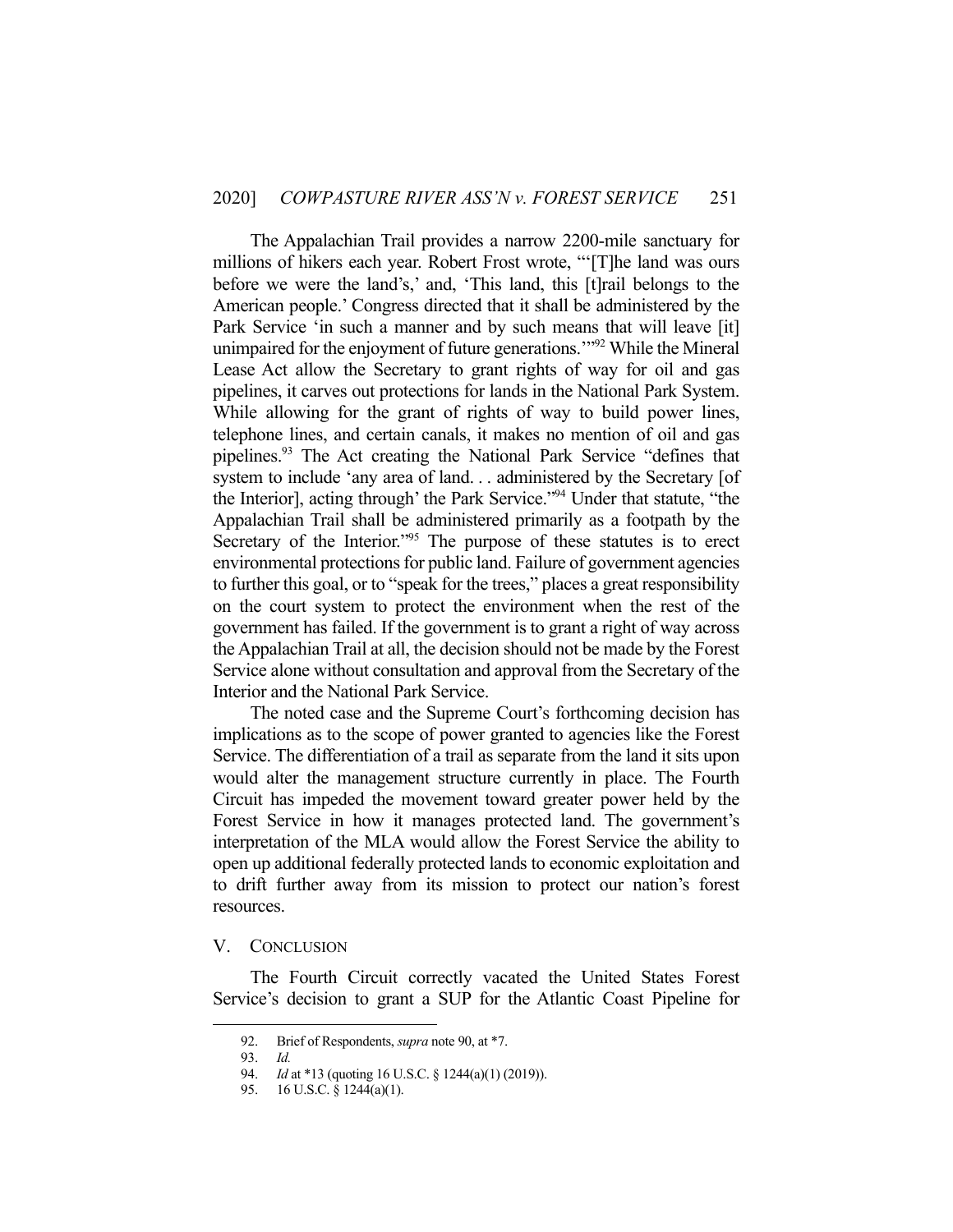The Appalachian Trail provides a narrow 2200-mile sanctuary for millions of hikers each year. Robert Frost wrote, "'[T]he land was ours before we were the land's,' and, 'This land, this [t]rail belongs to the American people.' Congress directed that it shall be administered by the Park Service 'in such a manner and by such means that will leave [it] unimpaired for the enjoyment of future generations.'"[92] While the Mineral Lease Act allow the Secretary to grant rights of way for oil and gas pipelines, it carves out protections for lands in the National Park System. While allowing for the grant of rights of way to build power lines, telephone lines, and certain canals, it makes no mention of oil and gas pipelines.[93] The Act creating the National Park Service "defines that system to include 'any area of land. . . administered by the Secretary [of the Interior], acting through' the Park Service."[94] Under that statute, "the Appalachian Trail shall be administered primarily as a footpath by the Secretary of the Interior."[95] The purpose of these statutes is to erect environmental protections for public land. Failure of government agencies to further this goal, or to "speak for the trees," places a great responsibility on the court system to protect the environment when the rest of the government has failed. If the government is to grant a right of way across the Appalachian Trail at all, the decision should not be made by the Forest Service alone without consultation and approval from the Secretary of the Interior and the National Park Service.

The noted case and the Supreme Court's forthcoming decision has implications as to the scope of power granted to agencies like the Forest Service. The differentiation of a trail as separate from the land it sits upon would alter the management structure currently in place. The Fourth Circuit has impeded the movement toward greater power held by the Forest Service in how it manages protected land. The government's interpretation of the MLA would allow the Forest Service the ability to open up additional federally protected lands to economic exploitation and to drift further away from its mission to protect our nation's forest resources.

## V. Conclusion

The Fourth Circuit correctly vacated the United States Forest Service's decision to grant a SUP for the Atlantic Coast Pipeline for

---

92. Brief of Respondents, *supra* note 90, at *7.

93. *Id.*

94. *Id* at *13 (quoting 16 U.S.C. § 1244(a)(1) (2019)).

95. 16 U.S.C. § 1244(a)(1).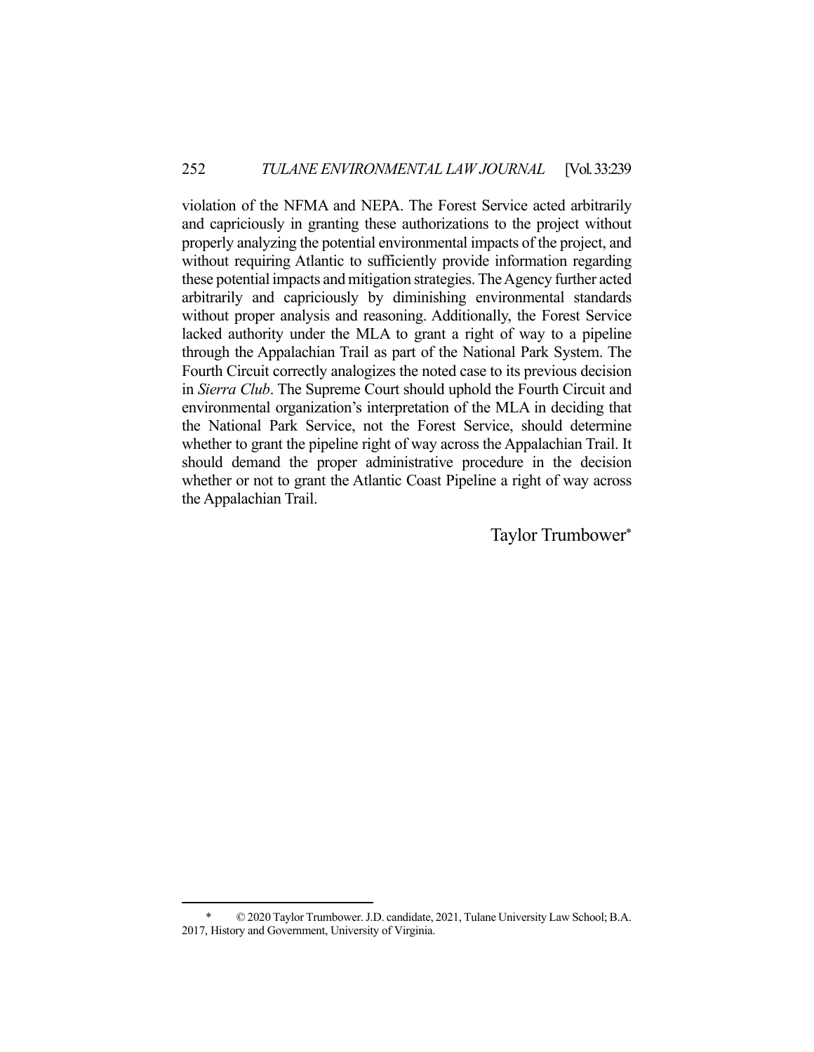violation of the NFMA and NEPA. The Forest Service acted arbitrarily and capriciously in granting these authorizations to the project without properly analyzing the potential environmental impacts of the project, and without requiring Atlantic to sufficiently provide information regarding these potential impacts and mitigation strategies. The Agency further acted arbitrarily and capriciously by diminishing environmental standards without proper analysis and reasoning. Additionally, the Forest Service lacked authority under the MLA to grant a right of way to a pipeline through the Appalachian Trail as part of the National Park System. The Fourth Circuit correctly analogizes the noted case to its previous decision in *Sierra Club*. The Supreme Court should uphold the Fourth Circuit and environmental organization's interpretation of the MLA in deciding that the National Park Service, not the Forest Service, should determine whether to grant the pipeline right of way across the Appalachian Trail. It should demand the proper administrative procedure in the decision whether or not to grant the Atlantic Coast Pipeline a right of way across the Appalachian Trail.

Taylor Trumbower*

\* © 2020 Taylor Trumbower. J.D. candidate, 2021, Tulane University Law School; B.A. 2017, History and Government, University of Virginia.